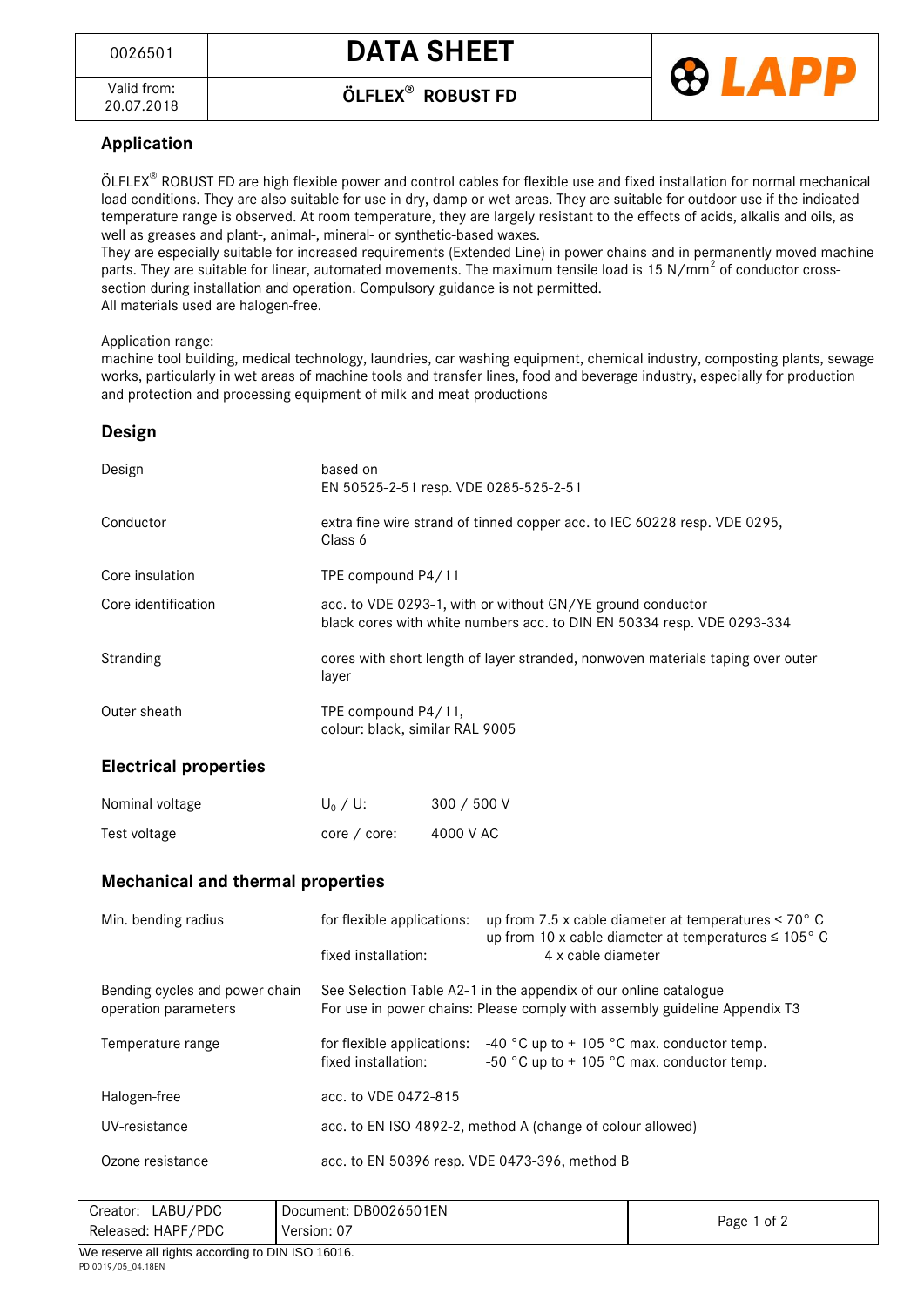| 0026501 | DATA SHEET |
| --- | --- |
| Valid from: 20.07.2018 | ÖLFLEX® ROBUST FD |

## Application

ÖLFLEX® ROBUST FD are high flexible power and control cables for flexible use and fixed installation for normal mechanical load conditions. They are also suitable for use in dry, damp or wet areas. They are suitable for outdoor use if the indicated temperature range is observed. At room temperature, they are largely resistant to the effects of acids, alkalis and oils, as well as greases and plant-, animal-, mineral- or synthetic-based waxes.
They are especially suitable for increased requirements (Extended Line) in power chains and in permanently moved machine parts. They are suitable for linear, automated movements. The maximum tensile load is 15 N/mm$^2$ of conductor cross-section during installation and operation. Compulsory guidance is not permitted.
All materials used are halogen-free.

Application range:
machine tool building, medical technology, laundries, car washing equipment, chemical industry, composting plants, sewage works, particularly in wet areas of machine tools and transfer lines, food and beverage industry, especially for production and protection and processing equipment of milk and meat productions

## Design

| | |
| --- | --- |
| Design | based on EN 50525-2-51 resp. VDE 0285-525-2-51 |
| Conductor | extra fine wire strand of tinned copper acc. to IEC 60228 resp. VDE 0295, Class 6 |
| Core insulation | TPE compound P4/11 |
| Core identification | acc. to VDE 0293-1, with or without GN/YE ground conductor<br>black cores with white numbers acc. to DIN EN 50334 resp. VDE 0293-334 |
| Stranding | cores with short length of layer stranded, nonwoven materials taping over outer layer |
| Outer sheath | TPE compound P4/11,<br>colour: black, similar RAL 9005 |

## Electrical properties

| | | |
| --- | --- | --- |
| Nominal voltage | $U_0$ / U: | 300 / 500 V |
| Test voltage | core / core: | 4000 V AC |

## Mechanical and thermal properties

| | | |
| --- | --- | --- |
| Min. bending radius | for flexible applications: | up from 7.5 x cable diameter at temperatures < 70° C<br>up from 10 x cable diameter at temperatures ≤ 105° C |
| | fixed installation: | 4 x cable diameter |
| Bending cycles and power chain operation parameters | See Selection Table A2-1 in the appendix of our online catalogue<br>For use in power chains: Please comply with assembly guideline Appendix T3 | |
| Temperature range | for flexible applications: | -40 °C up to + 105 °C max. conductor temp. |
| | fixed installation: | -50 °C up to + 105 °C max. conductor temp. |
| Halogen-free | acc. to VDE 0472-815 | |
| UV-resistance | acc. to EN ISO 4892-2, method A (change of colour allowed) | |
| Ozone resistance | acc. to EN 50396 resp. VDE 0473-396, method B | |

| | |
| --- | --- |
| Creator: LABU/PDC<br>Released: HAPF/PDC | Document: DB0026501EN<br>Version: 07 |

We reserve all rights according to DIN ISO 16016.
PD 0019/05_04.18EN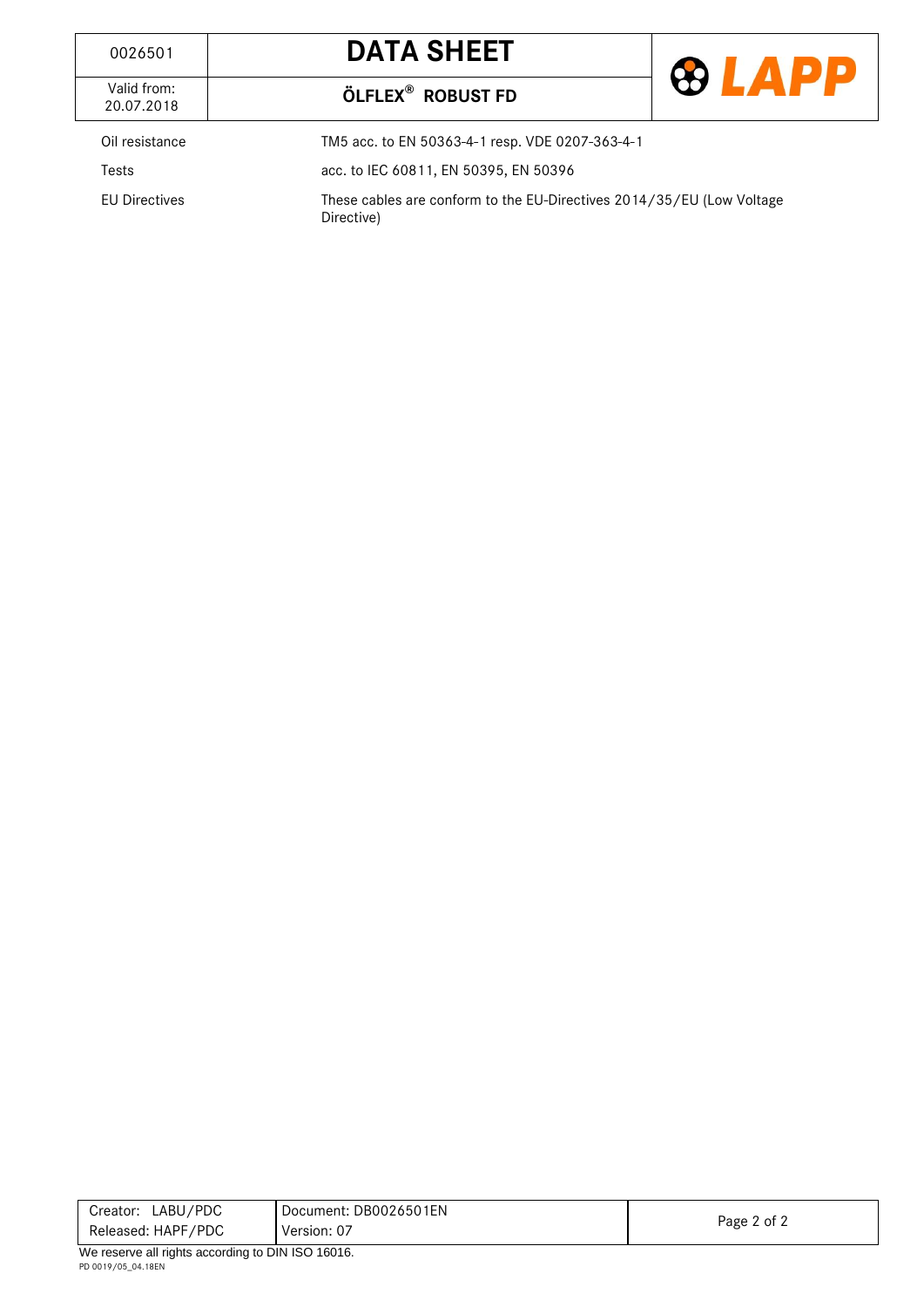| | |
|---|---|
| Oil resistance | TM5 acc. to EN 50363-4-1 resp. VDE 0207-363-4-1 |
| Tests | acc. to IEC 60811, EN 50395, EN 50396 |
| EU Directives | These cables are conform to the EU-Directives 2014/35/EU (Low Voltage Directive) |